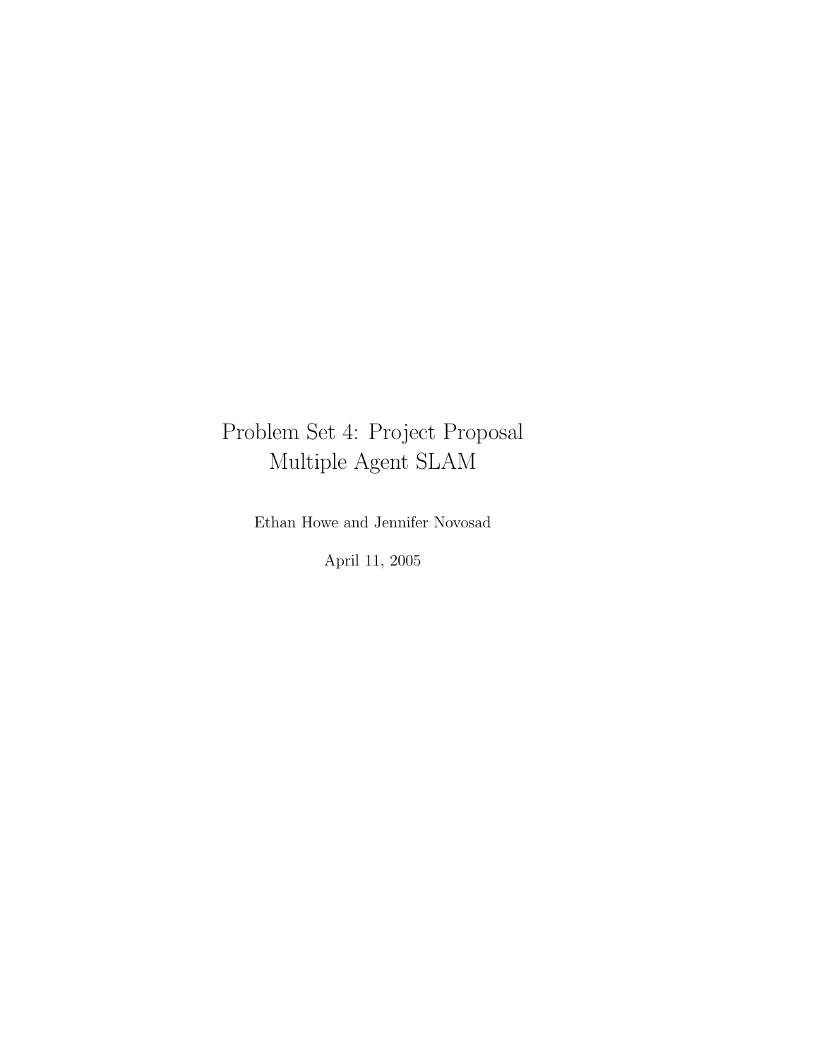# Problem Set 4: Project Proposal
# Multiple Agent SLAM

Ethan Howe and Jennifer Novosad

April 11, 2005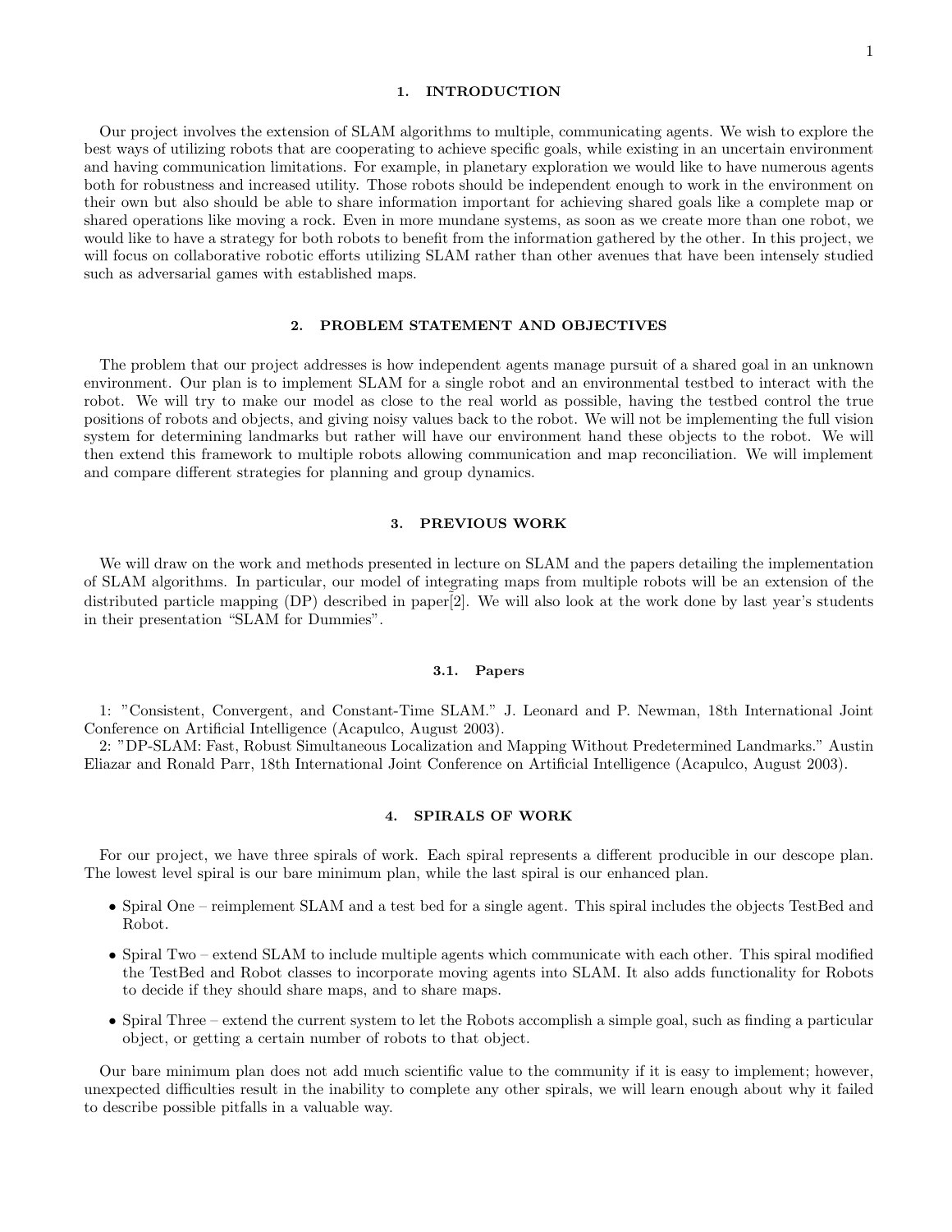## 1. INTRODUCTION

Our project involves the extension of SLAM algorithms to multiple, communicating agents. We wish to explore the best ways of utilizing robots that are cooperating to achieve specific goals, while existing in an uncertain environment and having communication limitations. For example, in planetary exploration we would like to have numerous agents both for robustness and increased utility. Those robots should be independent enough to work in the environment on their own but also should be able to share information important for achieving shared goals like a complete map or shared operations like moving a rock. Even in more mundane systems, as soon as we create more than one robot, we would like to have a strategy for both robots to benefit from the information gathered by the other. In this project, we will focus on collaborative robotic efforts utilizing SLAM rather than other avenues that have been intensely studied such as adversarial games with established maps.

## 2. PROBLEM STATEMENT AND OBJECTIVES

The problem that our project addresses is how independent agents manage pursuit of a shared goal in an unknown environment. Our plan is to implement SLAM for a single robot and an environmental testbed to interact with the robot. We will try to make our model as close to the real world as possible, having the testbed control the true positions of robots and objects, and giving noisy values back to the robot. We will not be implementing the full vision system for determining landmarks but rather will have our environment hand these objects to the robot. We will then extend this framework to multiple robots allowing communication and map reconciliation. We will implement and compare different strategies for planning and group dynamics.

## 3. PREVIOUS WORK

We will draw on the work and methods presented in lecture on SLAM and the papers detailing the implementation of SLAM algorithms. In particular, our model of integrating maps from multiple robots will be an extension of the distributed particle mapping (DP) described in paper[2]. We will also look at the work done by last year's students in their presentation "SLAM for Dummies".

### 3.1. Papers

1: "Consistent, Convergent, and Constant-Time SLAM." J. Leonard and P. Newman, 18th International Joint Conference on Artificial Intelligence (Acapulco, August 2003).
2: "DP-SLAM: Fast, Robust Simultaneous Localization and Mapping Without Predetermined Landmarks." Austin Eliazar and Ronald Parr, 18th International Joint Conference on Artificial Intelligence (Acapulco, August 2003).

## 4. SPIRALS OF WORK

For our project, we have three spirals of work. Each spiral represents a different producible in our descope plan. The lowest level spiral is our bare minimum plan, while the last spiral is our enhanced plan.

- Spiral One – reimplement SLAM and a test bed for a single agent. This spiral includes the objects TestBed and Robot.
- Spiral Two – extend SLAM to include multiple agents which communicate with each other. This spiral modified the TestBed and Robot classes to incorporate moving agents into SLAM. It also adds functionality for Robots to decide if they should share maps, and to share maps.
- Spiral Three – extend the current system to let the Robots accomplish a simple goal, such as finding a particular object, or getting a certain number of robots to that object.

Our bare minimum plan does not add much scientific value to the community if it is easy to implement; however, unexpected difficulties result in the inability to complete any other spirals, we will learn enough about why it failed to describe possible pitfalls in a valuable way.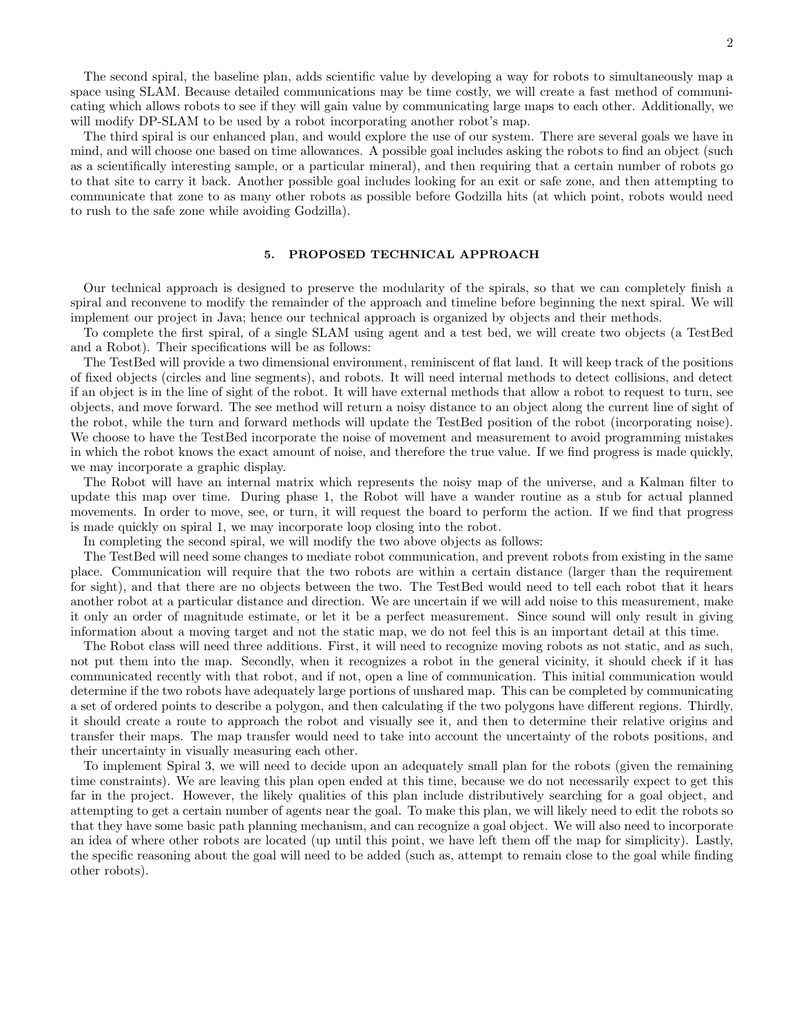The second spiral, the baseline plan, adds scientific value by developing a way for robots to simultaneously map a space using SLAM. Because detailed communications may be time costly, we will create a fast method of communicating which allows robots to see if they will gain value by communicating large maps to each other. Additionally, we will modify DP-SLAM to be used by a robot incorporating another robot's map.

The third spiral is our enhanced plan, and would explore the use of our system. There are several goals we have in mind, and will choose one based on time allowances. A possible goal includes asking the robots to find an object (such as a scientifically interesting sample, or a particular mineral), and then requiring that a certain number of robots go to that site to carry it back. Another possible goal includes looking for an exit or safe zone, and then attempting to communicate that zone to as many other robots as possible before Godzilla hits (at which point, robots would need to rush to the safe zone while avoiding Godzilla).

## 5. PROPOSED TECHNICAL APPROACH

Our technical approach is designed to preserve the modularity of the spirals, so that we can completely finish a spiral and reconvene to modify the remainder of the approach and timeline before beginning the next spiral. We will implement our project in Java; hence our technical approach is organized by objects and their methods.

To complete the first spiral, of a single SLAM using agent and a test bed, we will create two objects (a TestBed and a Robot). Their specifications will be as follows:

The TestBed will provide a two dimensional environment, reminiscent of flat land. It will keep track of the positions of fixed objects (circles and line segments), and robots. It will need internal methods to detect collisions, and detect if an object is in the line of sight of the robot. It will have external methods that allow a robot to request to turn, see objects, and move forward. The see method will return a noisy distance to an object along the current line of sight of the robot, while the turn and forward methods will update the TestBed position of the robot (incorporating noise). We choose to have the TestBed incorporate the noise of movement and measurement to avoid programming mistakes in which the robot knows the exact amount of noise, and therefore the true value. If we find progress is made quickly, we may incorporate a graphic display.

The Robot will have an internal matrix which represents the noisy map of the universe, and a Kalman filter to update this map over time. During phase 1, the Robot will have a wander routine as a stub for actual planned movements. In order to move, see, or turn, it will request the board to perform the action. If we find that progress is made quickly on spiral 1, we may incorporate loop closing into the robot.

In completing the second spiral, we will modify the two above objects as follows:

The TestBed will need some changes to mediate robot communication, and prevent robots from existing in the same place. Communication will require that the two robots are within a certain distance (larger than the requirement for sight), and that there are no objects between the two. The TestBed would need to tell each robot that it hears another robot at a particular distance and direction. We are uncertain if we will add noise to this measurement, make it only an order of magnitude estimate, or let it be a perfect measurement. Since sound will only result in giving information about a moving target and not the static map, we do not feel this is an important detail at this time.

The Robot class will need three additions. First, it will need to recognize moving robots as not static, and as such, not put them into the map. Secondly, when it recognizes a robot in the general vicinity, it should check if it has communicated recently with that robot, and if not, open a line of communication. This initial communication would determine if the two robots have adequately large portions of unshared map. This can be completed by communicating a set of ordered points to describe a polygon, and then calculating if the two polygons have different regions. Thirdly, it should create a route to approach the robot and visually see it, and then to determine their relative origins and transfer their maps. The map transfer would need to take into account the uncertainty of the robots positions, and their uncertainty in visually measuring each other.

To implement Spiral 3, we will need to decide upon an adequately small plan for the robots (given the remaining time constraints). We are leaving this plan open ended at this time, because we do not necessarily expect to get this far in the project. However, the likely qualities of this plan include distributively searching for a goal object, and attempting to get a certain number of agents near the goal. To make this plan, we will likely need to edit the robots so that they have some basic path planning mechanism, and can recognize a goal object. We will also need to incorporate an idea of where other robots are located (up until this point, we have left them off the map for simplicity). Lastly, the specific reasoning about the goal will need to be added (such as, attempt to remain close to the goal while finding other robots).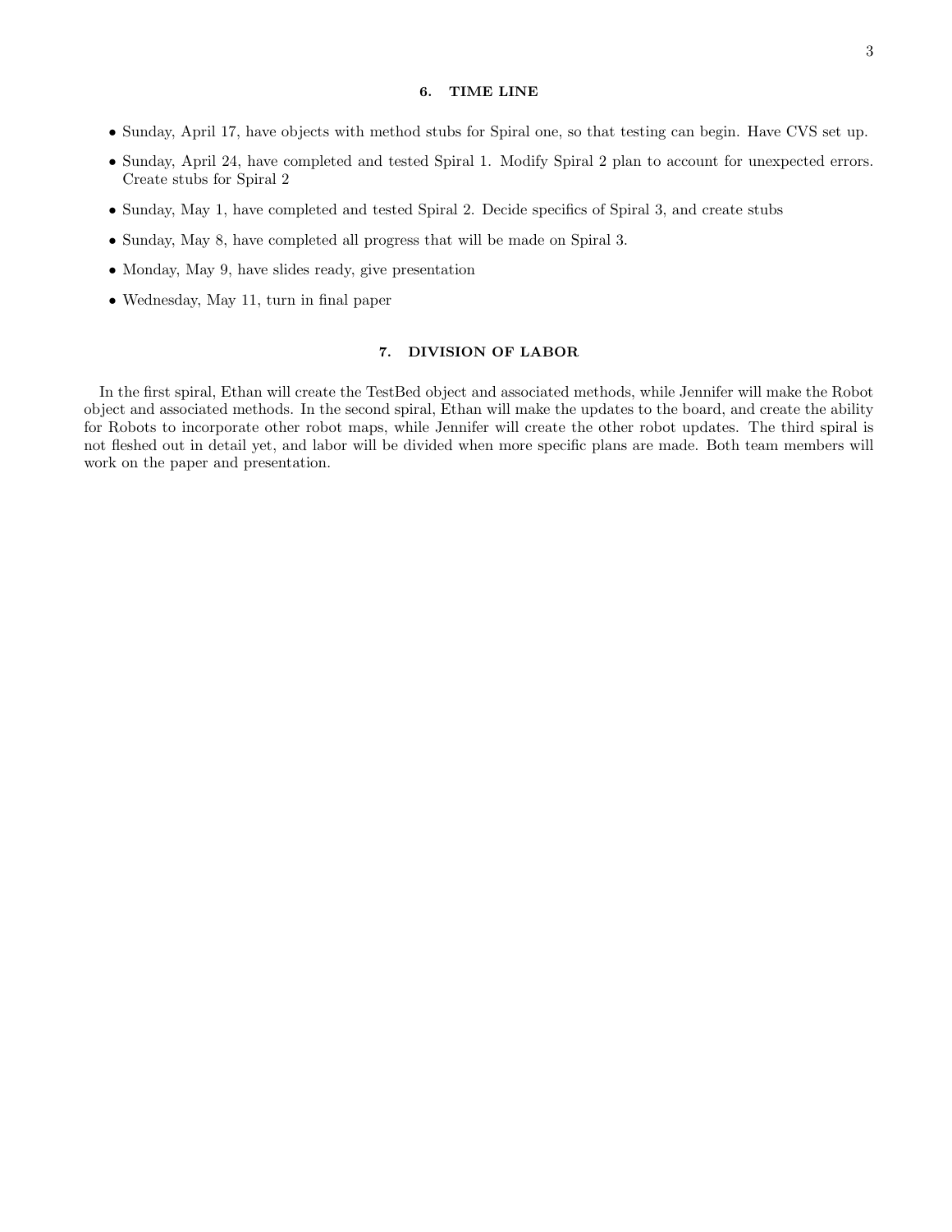## 6. TIME LINE

- Sunday, April 17, have objects with method stubs for Spiral one, so that testing can begin. Have CVS set up.
- Sunday, April 24, have completed and tested Spiral 1. Modify Spiral 2 plan to account for unexpected errors. Create stubs for Spiral 2
- Sunday, May 1, have completed and tested Spiral 2. Decide specifics of Spiral 3, and create stubs
- Sunday, May 8, have completed all progress that will be made on Spiral 3.
- Monday, May 9, have slides ready, give presentation
- Wednesday, May 11, turn in final paper

## 7. DIVISION OF LABOR

In the first spiral, Ethan will create the TestBed object and associated methods, while Jennifer will make the Robot object and associated methods. In the second spiral, Ethan will make the updates to the board, and create the ability for Robots to incorporate other robot maps, while Jennifer will create the other robot updates. The third spiral is not fleshed out in detail yet, and labor will be divided when more specific plans are made. Both team members will work on the paper and presentation.